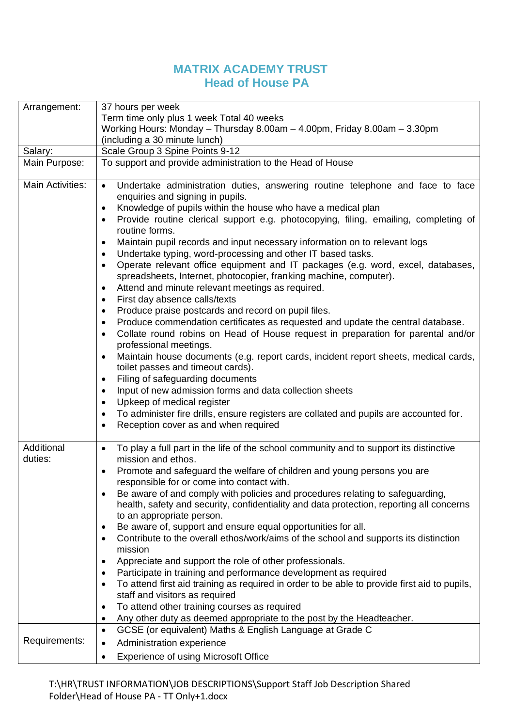# MATRIX ACADEMY TRUST
## Head of House PA

| | |
|---|---|
| Arrangement: | 37 hours per week<br>Term time only plus 1 week Total 40 weeks<br>Working Hours: Monday – Thursday 8.00am – 4.00pm, Friday 8.00am – 3.30pm (including a 30 minute lunch) |
| Salary: | Scale Group 3 Spine Points 9-12 |
| Main Purpose: | To support and provide administration to the Head of House |
| Main Activities: | • Undertake administration duties, answering routine telephone and face to face enquiries and signing in pupils.<br>• Knowledge of pupils within the house who have a medical plan<br>• Provide routine clerical support e.g. photocopying, filing, emailing, completing of routine forms.<br>• Maintain pupil records and input necessary information on to relevant logs<br>• Undertake typing, word-processing and other IT based tasks.<br>• Operate relevant office equipment and IT packages (e.g. word, excel, databases, spreadsheets, Internet, photocopier, franking machine, computer).<br>• Attend and minute relevant meetings as required.<br>• First day absence calls/texts<br>• Produce praise postcards and record on pupil files.<br>• Produce commendation certificates as requested and update the central database.<br>• Collate round robins on Head of House request in preparation for parental and/or professional meetings.<br>• Maintain house documents (e.g. report cards, incident report sheets, medical cards, toilet passes and timeout cards).<br>• Filing of safeguarding documents<br>• Input of new admission forms and data collection sheets<br>• Upkeep of medical register<br>• To administer fire drills, ensure registers are collated and pupils are accounted for.<br>• Reception cover as and when required |
| Additional duties: | • To play a full part in the life of the school community and to support its distinctive mission and ethos.<br>• Promote and safeguard the welfare of children and young persons you are responsible for or come into contact with.<br>• Be aware of and comply with policies and procedures relating to safeguarding, health, safety and security, confidentiality and data protection, reporting all concerns to an appropriate person.<br>• Be aware of, support and ensure equal opportunities for all.<br>• Contribute to the overall ethos/work/aims of the school and supports its distinction mission<br>• Appreciate and support the role of other professionals.<br>• Participate in training and performance development as required<br>• To attend first aid training as required in order to be able to provide first aid to pupils, staff and visitors as required<br>• To attend other training courses as required<br>• Any other duty as deemed appropriate to the post by the Headteacher. |
| Requirements: | • GCSE (or equivalent) Maths & English Language at Grade C<br>• Administration experience<br>• Experience of using Microsoft Office |

T:\HR\TRUST INFORMATION\JOB DESCRIPTIONS\Support Staff Job Description Shared Folder\Head of House PA - TT Only+1.docx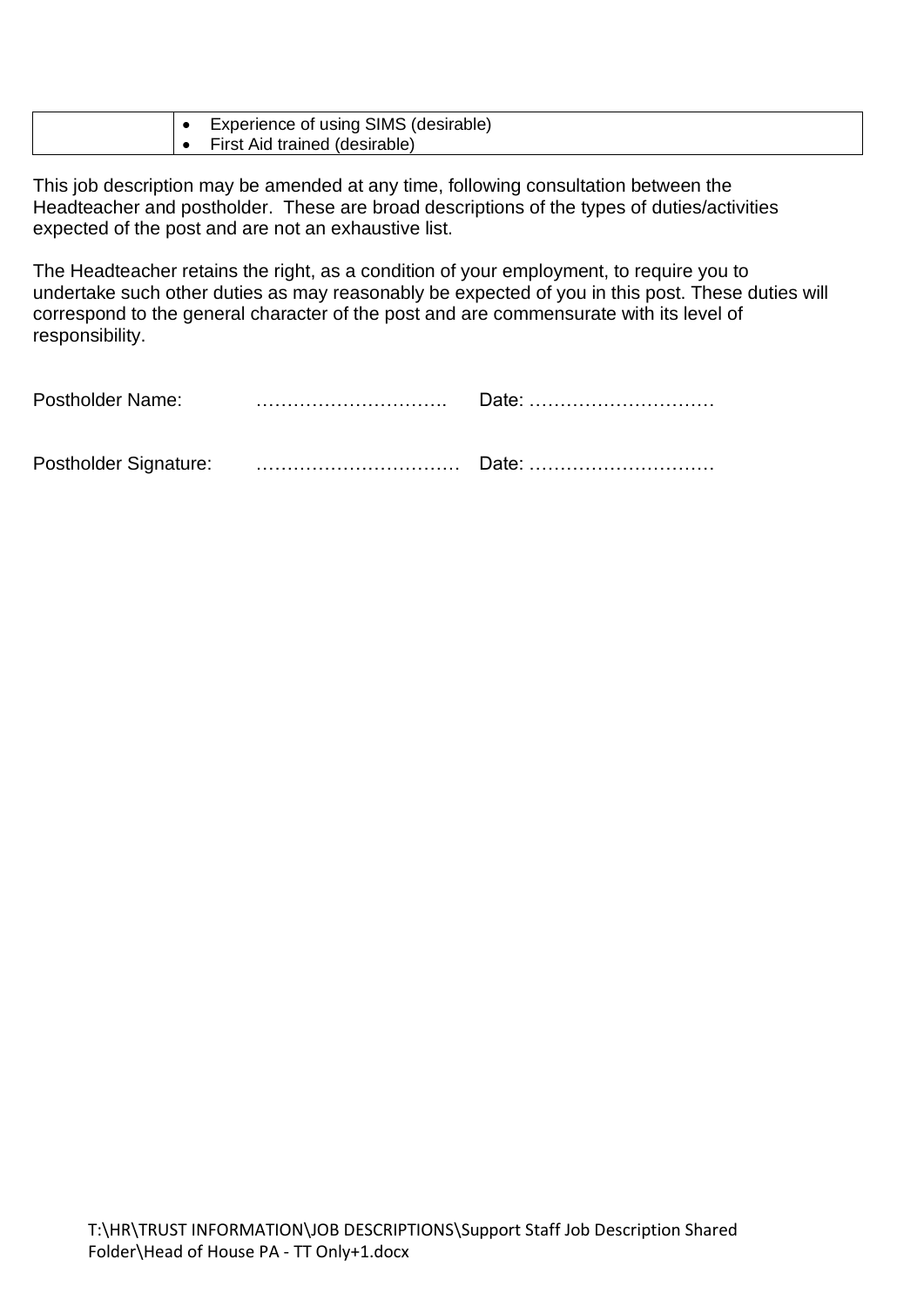| | |
|---|---|
| | • Experience of using SIMS (desirable)<br>• First Aid trained (desirable) |

This job description may be amended at any time, following consultation between the Headteacher and postholder. These are broad descriptions of the types of duties/activities expected of the post and are not an exhaustive list.

The Headteacher retains the right, as a condition of your employment, to require you to undertake such other duties as may reasonably be expected of you in this post. These duties will correspond to the general character of the post and are commensurate with its level of responsibility.

Postholder Name: …………………………. Date: …………………………

Postholder Signature: …………………………… Date: …………………………

T:\HR\TRUST INFORMATION\JOB DESCRIPTIONS\Support Staff Job Description Shared Folder\Head of House PA - TT Only+1.docx